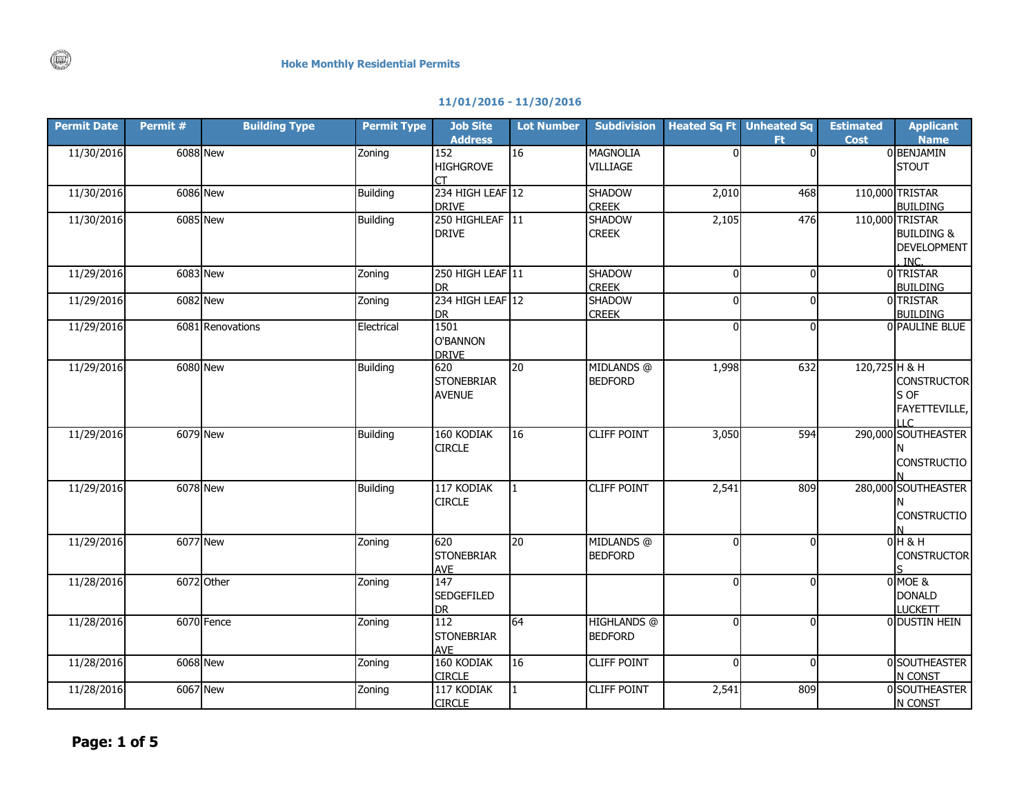### Hoke Monthly Residential Permits

**11/01/2016 - 11/30/2016**

| Permit Date | Permit # | Building Type | Permit Type | Job Site Address | Lot Number | Subdivision | Heated Sq Ft | Unheated Sq Ft | Estimated Cost | Applicant Name |
|---|---|---|---|---|---|---|---|---|---|---|
| 11/30/2016 | 6088 | New | Zoning | 152 HIGHGROVE CT | 16 | MAGNOLIA VILLIAGE | 0 | 0 | 0 | BENJAMIN STOUT |
| 11/30/2016 | 6086 | New | Building | 234 HIGH LEAF DRIVE | 12 | SHADOW CREEK | 2,010 | 468 | 110,000 | TRISTAR BUILDING |
| 11/30/2016 | 6085 | New | Building | 250 HIGHLEAF DRIVE | 11 | SHADOW CREEK | 2,105 | 476 | 110,000 | TRISTAR BUILDING & DEVELOPMENT, INC. |
| 11/29/2016 | 6083 | New | Zoning | 250 HIGH LEAF DR | 11 | SHADOW CREEK | 0 | 0 | 0 | TRISTAR BUILDING |
| 11/29/2016 | 6082 | New | Zoning | 234 HIGH LEAF DR | 12 | SHADOW CREEK | 0 | 0 | 0 | TRISTAR BUILDING |
| 11/29/2016 | 6081 | Renovations | Electrical | 1501 O'BANNON DRIVE | | | 0 | 0 | 0 | PAULINE BLUE |
| 11/29/2016 | 6080 | New | Building | 620 STONEBRIAR AVENUE | 20 | MIDLANDS @ BEDFORD | 1,998 | 632 | 120,725 | H & H CONSTRUCTORS OF FAYETTEVILLE, LLC |
| 11/29/2016 | 6079 | New | Building | 160 KODIAK CIRCLE | 16 | CLIFF POINT | 3,050 | 594 | 290,000 | SOUTHEASTERN CONSTRUCTION |
| 11/29/2016 | 6078 | New | Building | 117 KODIAK CIRCLE | 1 | CLIFF POINT | 2,541 | 809 | 280,000 | SOUTHEASTERN CONSTRUCTION |
| 11/29/2016 | 6077 | New | Zoning | 620 STONEBRIAR AVE | 20 | MIDLANDS @ BEDFORD | 0 | 0 | 0 | H & H CONSTRUCTORS |
| 11/28/2016 | 6072 | Other | Zoning | 147 SEDGEFILED DR | | | 0 | 0 | 0 | MOE & DONALD LUCKETT |
| 11/28/2016 | 6070 | Fence | Zoning | 112 STONEBRIAR AVE | 64 | HIGHLANDS @ BEDFORD | 0 | 0 | 0 | DUSTIN HEIN |
| 11/28/2016 | 6068 | New | Zoning | 160 KODIAK CIRCLE | 16 | CLIFF POINT | 0 | 0 | 0 | SOUTHEASTERN CONST |
| 11/28/2016 | 6067 | New | Zoning | 117 KODIAK CIRCLE | 1 | CLIFF POINT | 2,541 | 809 | 0 | SOUTHEASTERN CONST |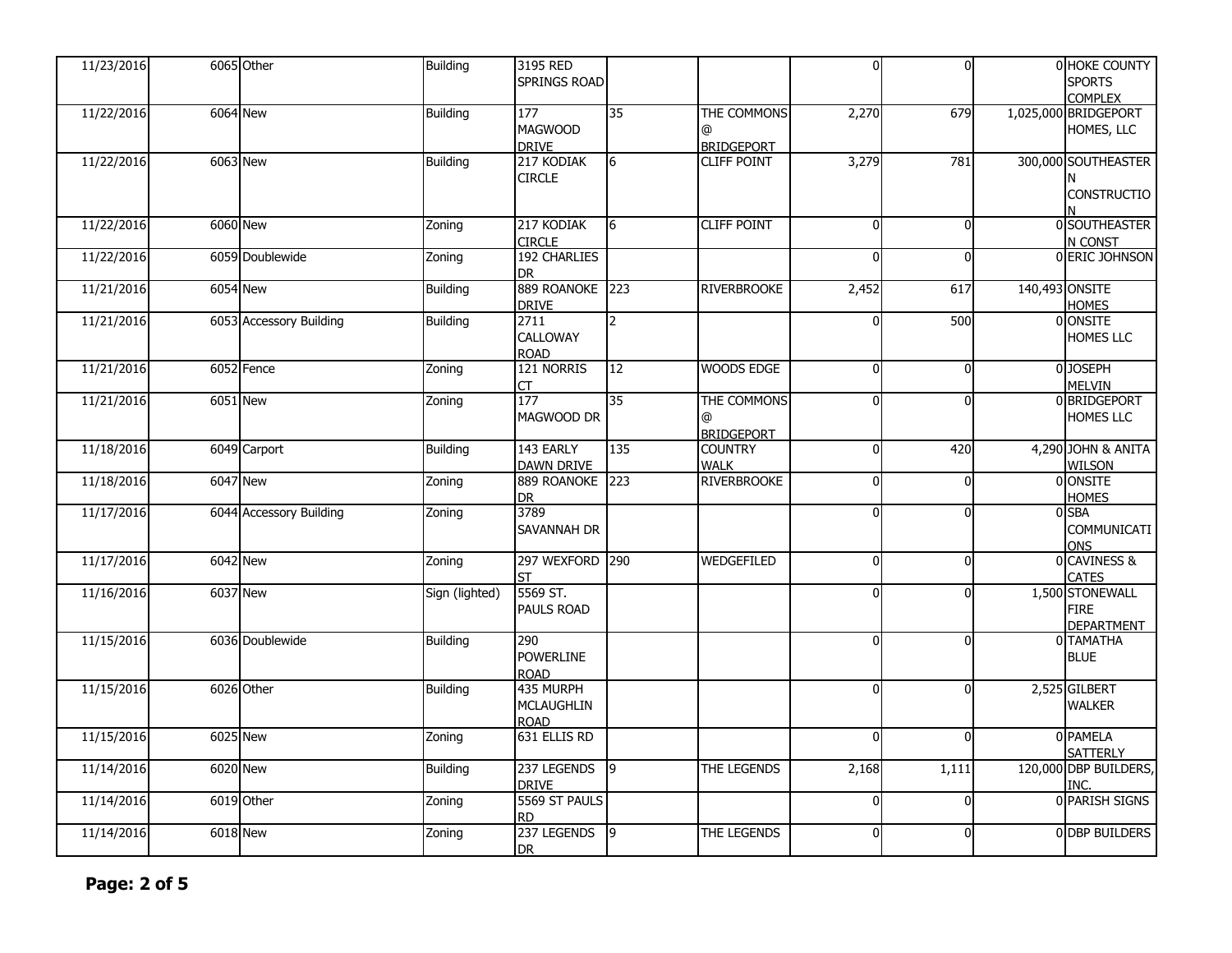| | | | | | | | | | | |
|---|---|---|---|---|---|---|---|---|---|---|
| 11/23/2016 | 6065 | Other | Building | 3195 RED SPRINGS ROAD | | | 0 | 0 | 0 | HOKE COUNTY SPORTS COMPLEX |
| 11/22/2016 | 6064 | New | Building | 177 MAGWOOD DRIVE | 35 | THE COMMONS @ BRIDGEPORT | 2,270 | 679 | 1,025,000 | BRIDGEPORT HOMES, LLC |
| 11/22/2016 | 6063 | New | Building | 217 KODIAK CIRCLE | 6 | CLIFF POINT | 3,279 | 781 | 300,000 | SOUTHEASTERN CONSTRUCTION |
| 11/22/2016 | 6060 | New | Zoning | 217 KODIAK CIRCLE | 6 | CLIFF POINT | 0 | 0 | 0 | SOUTHEASTERN CONST |
| 11/22/2016 | 6059 | Doublewide | Zoning | 192 CHARLIES DR | | | 0 | 0 | 0 | ERIC JOHNSON |
| 11/21/2016 | 6054 | New | Building | 889 ROANOKE DRIVE | 223 | RIVERBROOKE | 2,452 | 617 | 140,493 | ONSITE HOMES |
| 11/21/2016 | 6053 | Accessory Building | Building | 2711 CALLOWAY ROAD | 2 | | 0 | 500 | 0 | ONSITE HOMES LLC |
| 11/21/2016 | 6052 | Fence | Zoning | 121 NORRIS CT | 12 | WOODS EDGE | 0 | 0 | 0 | JOSEPH MELVIN |
| 11/21/2016 | 6051 | New | Zoning | 177 MAGWOOD DR | 35 | THE COMMONS @ BRIDGEPORT | 0 | 0 | 0 | BRIDGEPORT HOMES LLC |
| 11/18/2016 | 6049 | Carport | Building | 143 EARLY DAWN DRIVE | 135 | COUNTRY WALK | 0 | 420 | 4,290 | JOHN & ANITA WILSON |
| 11/18/2016 | 6047 | New | Zoning | 889 ROANOKE DR | 223 | RIVERBROOKE | 0 | 0 | 0 | ONSITE HOMES |
| 11/17/2016 | 6044 | Accessory Building | Zoning | 3789 SAVANNAH DR | | | 0 | 0 | 0 | SBA COMMUNICATIONS |
| 11/17/2016 | 6042 | New | Zoning | 297 WEXFORD ST | 290 | WEDGEFILED | 0 | 0 | 0 | CAVINESS & CATES |
| 11/16/2016 | 6037 | New | Sign (lighted) | 5569 ST. PAULS ROAD | | | 0 | 0 | 1,500 | STONEWALL FIRE DEPARTMENT |
| 11/15/2016 | 6036 | Doublewide | Building | 290 POWERLINE ROAD | | | 0 | 0 | 0 | TAMATHA BLUE |
| 11/15/2016 | 6026 | Other | Building | 435 MURPH MCLAUGHLIN ROAD | | | 0 | 0 | 2,525 | GILBERT WALKER |
| 11/15/2016 | 6025 | New | Zoning | 631 ELLIS RD | | | 0 | 0 | 0 | PAMELA SATTERLY |
| 11/14/2016 | 6020 | New | Building | 237 LEGENDS DRIVE | 9 | THE LEGENDS | 2,168 | 1,111 | 120,000 | DBP BUILDERS, INC. |
| 11/14/2016 | 6019 | Other | Zoning | 5569 ST PAULS RD | | | 0 | 0 | 0 | PARISH SIGNS |
| 11/14/2016 | 6018 | New | Zoning | 237 LEGENDS DR | 9 | THE LEGENDS | 0 | 0 | 0 | DBP BUILDERS |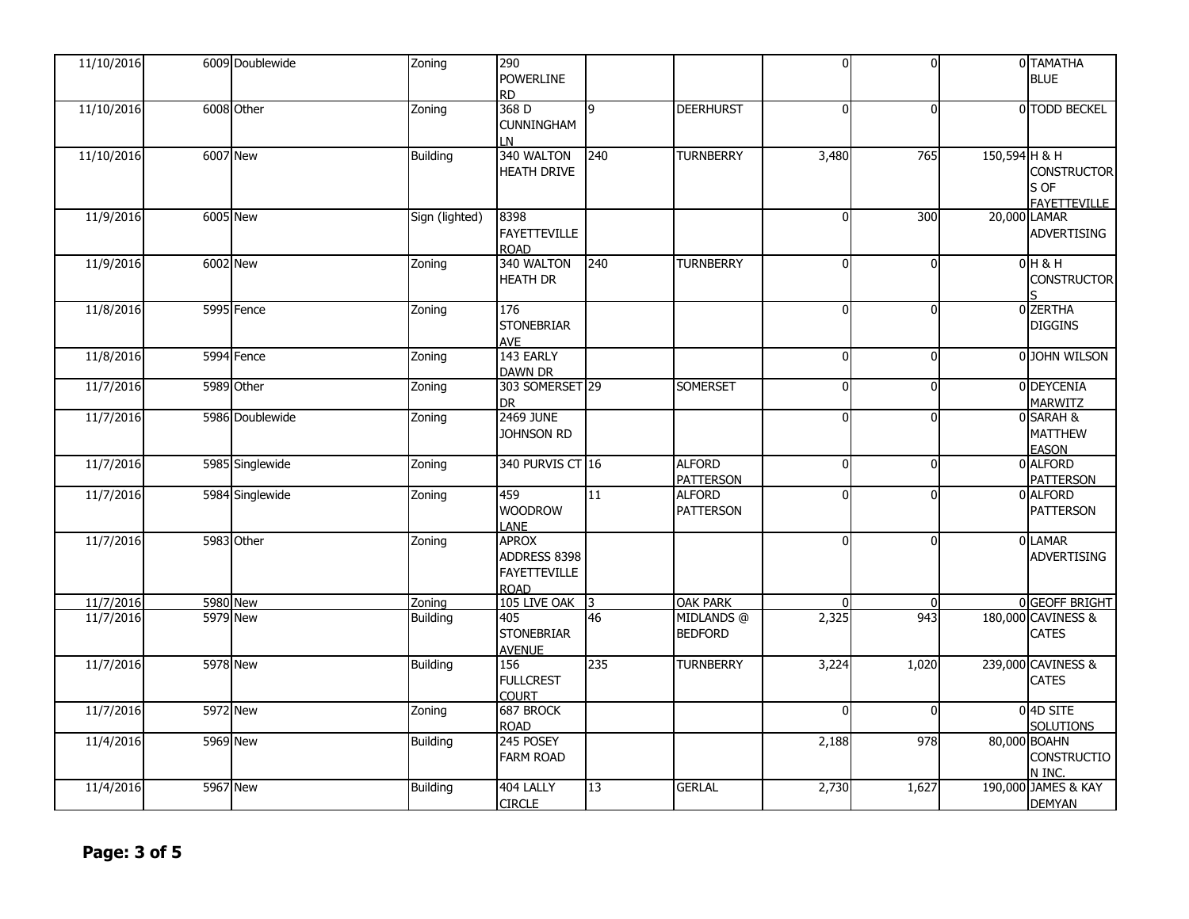| | | | | | | | | | | |
|---|---|---|---|---|---|---|---|---|---|---|
| 11/10/2016 | 6009 | Doublewide | Zoning | 290 POWERLINE RD | | | 0 | 0 | 0 | TAMATHA BLUE |
| 11/10/2016 | 6008 | Other | Zoning | 368 D CUNNINGHAM LN | 9 | DEERHURST | 0 | 0 | 0 | TODD BECKEL |
| 11/10/2016 | 6007 | New | Building | 340 WALTON HEATH DRIVE | 240 | TURNBERRY | 3,480 | 765 | 150,594 | H & H CONSTRUCTORS OF FAYETTEVILLE |
| 11/9/2016 | 6005 | New | Sign (lighted) | 8398 FAYETTEVILLE ROAD | | | 0 | 300 | 20,000 | LAMAR ADVERTISING |
| 11/9/2016 | 6002 | New | Zoning | 340 WALTON HEATH DR | 240 | TURNBERRY | 0 | 0 | 0 | H & H CONSTRUCTORS |
| 11/8/2016 | 5995 | Fence | Zoning | 176 STONEBRIAR AVE | | | 0 | 0 | 0 | ZERTHA DIGGINS |
| 11/8/2016 | 5994 | Fence | Zoning | 143 EARLY DAWN DR | | | 0 | 0 | 0 | JOHN WILSON |
| 11/7/2016 | 5989 | Other | Zoning | 303 SOMERSET DR | 29 | SOMERSET | 0 | 0 | 0 | DEYCENIA MARWITZ |
| 11/7/2016 | 5986 | Doublewide | Zoning | 2469 JUNE JOHNSON RD | | | 0 | 0 | 0 | SARAH & MATTHEW EASON |
| 11/7/2016 | 5985 | Singlewide | Zoning | 340 PURVIS CT | 16 | ALFORD PATTERSON | 0 | 0 | 0 | ALFORD PATTERSON |
| 11/7/2016 | 5984 | Singlewide | Zoning | 459 WOODROW LANE | 11 | ALFORD PATTERSON | 0 | 0 | 0 | ALFORD PATTERSON |
| 11/7/2016 | 5983 | Other | Zoning | APROX ADDRESS 8398 FAYETTEVILLE ROAD | | | 0 | 0 | 0 | LAMAR ADVERTISING |
| 11/7/2016 | 5980 | New | Zoning | 105 LIVE OAK | 3 | OAK PARK | 0 | 0 | 0 | GEOFF BRIGHT |
| 11/7/2016 | 5979 | New | Building | 405 STONEBRIAR AVENUE | 46 | MIDLANDS @ BEDFORD | 2,325 | 943 | 180,000 | CAVINESS & CATES |
| 11/7/2016 | 5978 | New | Building | 156 FULLCREST COURT | 235 | TURNBERRY | 3,224 | 1,020 | 239,000 | CAVINESS & CATES |
| 11/7/2016 | 5972 | New | Zoning | 687 BROCK ROAD | | | 0 | 0 | 0 | 4D SITE SOLUTIONS |
| 11/4/2016 | 5969 | New | Building | 245 POSEY FARM ROAD | | | 2,188 | 978 | 80,000 | BOAHN CONSTRUCTION INC. |
| 11/4/2016 | 5967 | New | Building | 404 LALLY CIRCLE | 13 | GERLAL | 2,730 | 1,627 | 190,000 | JAMES & KAY DEMYAN |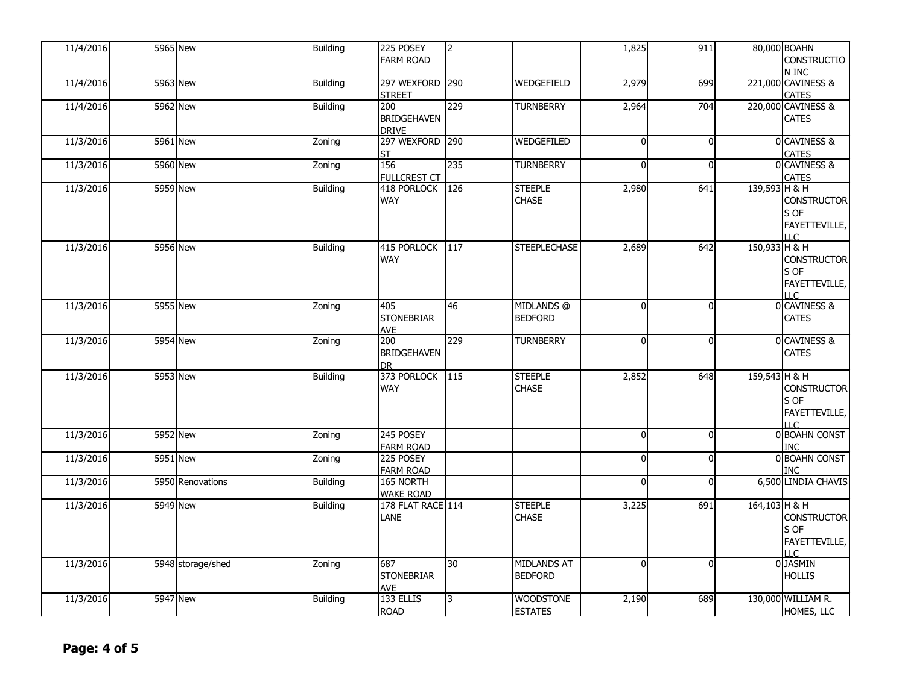| | | | | | | | | | | |
|---|---|---|---|---|---|---|---|---|---|---|
| 11/4/2016 | 5965 | New | Building | 225 POSEY FARM ROAD | 2 | | 1,825 | 911 | 80,000 | BOAHN CONSTRUCTION INC |
| 11/4/2016 | 5963 | New | Building | 297 WEXFORD STREET | 290 | WEDGEFIELD | 2,979 | 699 | 221,000 | CAVINESS & CATES |
| 11/4/2016 | 5962 | New | Building | 200 BRIDGEHAVEN DRIVE | 229 | TURNBERRY | 2,964 | 704 | 220,000 | CAVINESS & CATES |
| 11/3/2016 | 5961 | New | Zoning | 297 WEXFORD ST | 290 | WEDGEFILED | 0 | 0 | 0 | CAVINESS & CATES |
| 11/3/2016 | 5960 | New | Zoning | 156 FULLCREST CT | 235 | TURNBERRY | 0 | 0 | 0 | CAVINESS & CATES |
| 11/3/2016 | 5959 | New | Building | 418 PORLOCK WAY | 126 | STEEPLE CHASE | 2,980 | 641 | 139,593 | H & H CONSTRUCTORS OF FAYETTEVILLE, LLC |
| 11/3/2016 | 5956 | New | Building | 415 PORLOCK WAY | 117 | STEEPLECHASE | 2,689 | 642 | 150,933 | H & H CONSTRUCTORS OF FAYETTEVILLE, LLC |
| 11/3/2016 | 5955 | New | Zoning | 405 STONEBRIAR AVE | 46 | MIDLANDS @ BEDFORD | 0 | 0 | 0 | CAVINESS & CATES |
| 11/3/2016 | 5954 | New | Zoning | 200 BRIDGEHAVEN DR | 229 | TURNBERRY | 0 | 0 | 0 | CAVINESS & CATES |
| 11/3/2016 | 5953 | New | Building | 373 PORLOCK WAY | 115 | STEEPLE CHASE | 2,852 | 648 | 159,543 | H & H CONSTRUCTORS OF FAYETTEVILLE, LLC |
| 11/3/2016 | 5952 | New | Zoning | 245 POSEY FARM ROAD | | | 0 | 0 | 0 | BOAHN CONST INC |
| 11/3/2016 | 5951 | New | Zoning | 225 POSEY FARM ROAD | | | 0 | 0 | 0 | BOAHN CONST INC |
| 11/3/2016 | 5950 | Renovations | Building | 165 NORTH WAKE ROAD | | | 0 | 0 | 6,500 | LINDIA CHAVIS |
| 11/3/2016 | 5949 | New | Building | 178 FLAT RACE LANE | 114 | STEEPLE CHASE | 3,225 | 691 | 164,103 | H & H CONSTRUCTORS OF FAYETTEVILLE, LLC |
| 11/3/2016 | 5948 | storage/shed | Zoning | 687 STONEBRIAR AVE | 30 | MIDLANDS AT BEDFORD | 0 | 0 | 0 | JASMIN HOLLIS |
| 11/3/2016 | 5947 | New | Building | 133 ELLIS ROAD | 3 | WOODSTONE ESTATES | 2,190 | 689 | 130,000 | WILLIAM R. HOMES, LLC |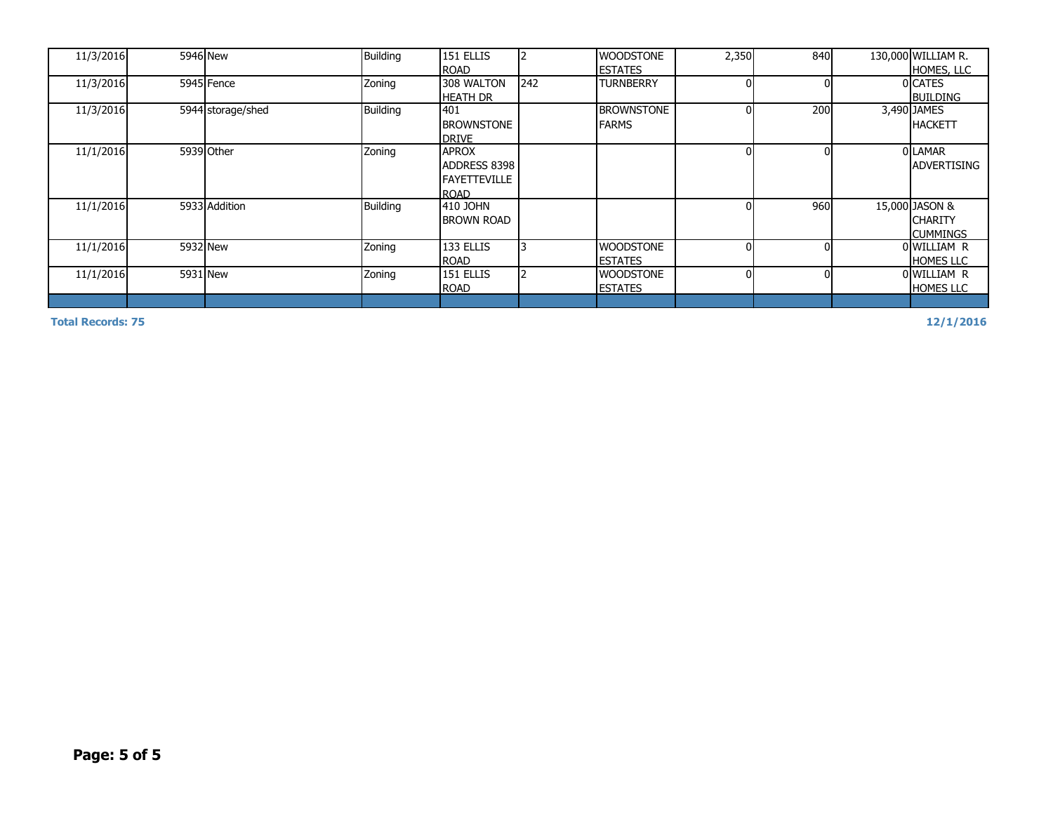| | | | | | | | | | | |
|---|---|---|---|---|---|---|---|---|---|---|
| 11/3/2016 | 5946 | New | Building | 151 ELLIS ROAD | 2 | WOODSTONE ESTATES | 2,350 | 840 | 130,000 | WILLIAM R. HOMES, LLC |
| 11/3/2016 | 5945 | Fence | Zoning | 308 WALTON HEATH DR | 242 | TURNBERRY | 0 | 0 | 0 | CATES BUILDING |
| 11/3/2016 | 5944 | storage/shed | Building | 401 BROWNSTONE DRIVE | | BROWNSTONE FARMS | 0 | 200 | 3,490 | JAMES HACKETT |
| 11/1/2016 | 5939 | Other | Zoning | APROX ADDRESS 8398 FAYETTEVILLE ROAD | | | 0 | 0 | 0 | LAMAR ADVERTISING |
| 11/1/2016 | 5933 | Addition | Building | 410 JOHN BROWN ROAD | | | 0 | 960 | 15,000 | JASON & CHARITY CUMMINGS |
| 11/1/2016 | 5932 | New | Zoning | 133 ELLIS ROAD | 3 | WOODSTONE ESTATES | 0 | 0 | 0 | WILLIAM R HOMES LLC |
| 11/1/2016 | 5931 | New | Zoning | 151 ELLIS ROAD | 2 | WOODSTONE ESTATES | 0 | 0 | 0 | WILLIAM R HOMES LLC |

**Total Records: 75**

**12/1/2016**